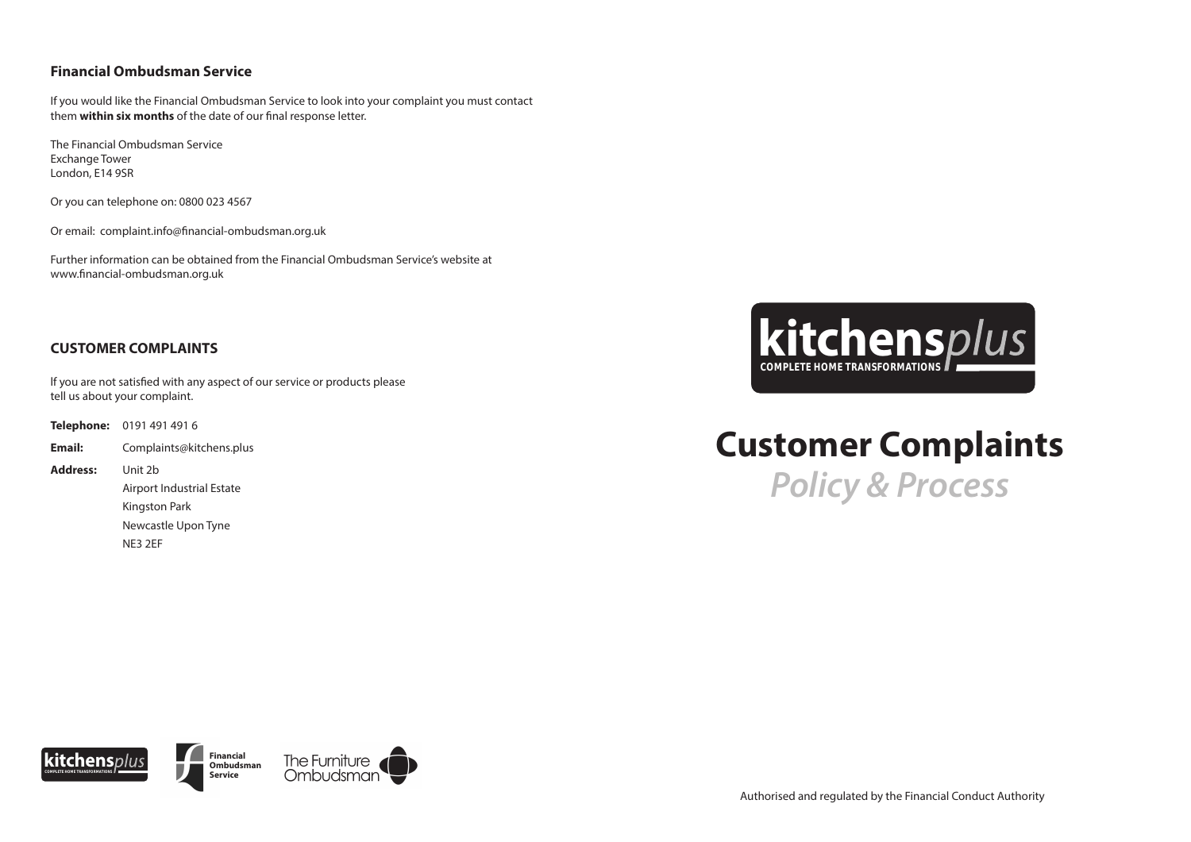## Financial Ombudsman Service

If you would like the Financial Ombudsman Service to look into your complaint you must contact them **within six months** of the date of our final response letter.

The Financial Ombudsman Service
Exchange Tower
London, E14 9SR

Or you can telephone on: 0800 023 4567

Or email: complaint.info@financial-ombudsman.org.uk

Further information can be obtained from the Financial Ombudsman Service's website at www.financial-ombudsman.org.uk

## CUSTOMER COMPLAINTS

If you are not satisfied with any aspect of our service or products please tell us about your complaint.

**Telephone:** 0191 491 491 6

**Email:** Complaints@kitchens.plus

**Address:** Unit 2b
Airport Industrial Estate
Kingston Park
Newcastle Upon Tyne
NE3 2EF

kitchens*plus*
COMPLETE HOME TRANSFORMATIONS

# Customer Complaints

## *Policy & Process*

Authorised and regulated by the Financial Conduct Authority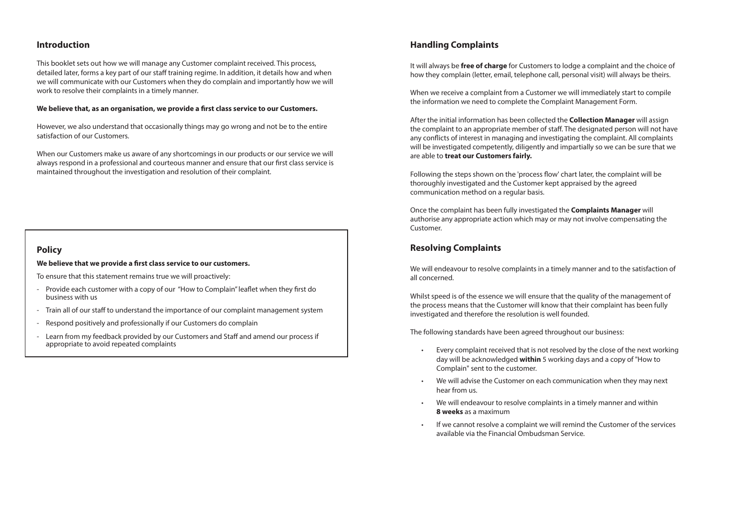## Introduction

This booklet sets out how we will manage any Customer complaint received. This process, detailed later, forms a key part of our staff training regime. In addition, it details how and when we will communicate with our Customers when they do complain and importantly how we will work to resolve their complaints in a timely manner.

**We believe that, as an organisation, we provide a first class service to our Customers.**

However, we also understand that occasionally things may go wrong and not be to the entire satisfaction of our Customers.

When our Customers make us aware of any shortcomings in our products or our service we will always respond in a professional and courteous manner and ensure that our first class service is maintained throughout the investigation and resolution of their complaint.

## Policy

**We believe that we provide a first class service to our customers.**

To ensure that this statement remains true we will proactively:

- Provide each customer with a copy of our "How to Complain" leaflet when they first do business with us
- Train all of our staff to understand the importance of our complaint management system
- Respond positively and professionally if our Customers do complain
- Learn from my feedback provided by our Customers and Staff and amend our process if appropriate to avoid repeated complaints

## Handling Complaints

It will always be **free of charge** for Customers to lodge a complaint and the choice of how they complain (letter, email, telephone call, personal visit) will always be theirs.

When we receive a complaint from a Customer we will immediately start to compile the information we need to complete the Complaint Management Form.

After the initial information has been collected the **Collection Manager** will assign the complaint to an appropriate member of staff. The designated person will not have any conflicts of interest in managing and investigating the complaint. All complaints will be investigated competently, diligently and impartially so we can be sure that we are able to **treat our Customers fairly.**

Following the steps shown on the 'process flow' chart later, the complaint will be thoroughly investigated and the Customer kept appraised by the agreed communication method on a regular basis.

Once the complaint has been fully investigated the **Complaints Manager** will authorise any appropriate action which may or may not involve compensating the Customer.

## Resolving Complaints

We will endeavour to resolve complaints in a timely manner and to the satisfaction of all concerned.

Whilst speed is of the essence we will ensure that the quality of the management of the process means that the Customer will know that their complaint has been fully investigated and therefore the resolution is well founded.

The following standards have been agreed throughout our business:

- Every complaint received that is not resolved by the close of the next working day will be acknowledged **within** 5 working days and a copy of "How to Complain" sent to the customer.
- We will advise the Customer on each communication when they may next hear from us.
- We will endeavour to resolve complaints in a timely manner and within **8 weeks** as a maximum
- If we cannot resolve a complaint we will remind the Customer of the services available via the Financial Ombudsman Service.